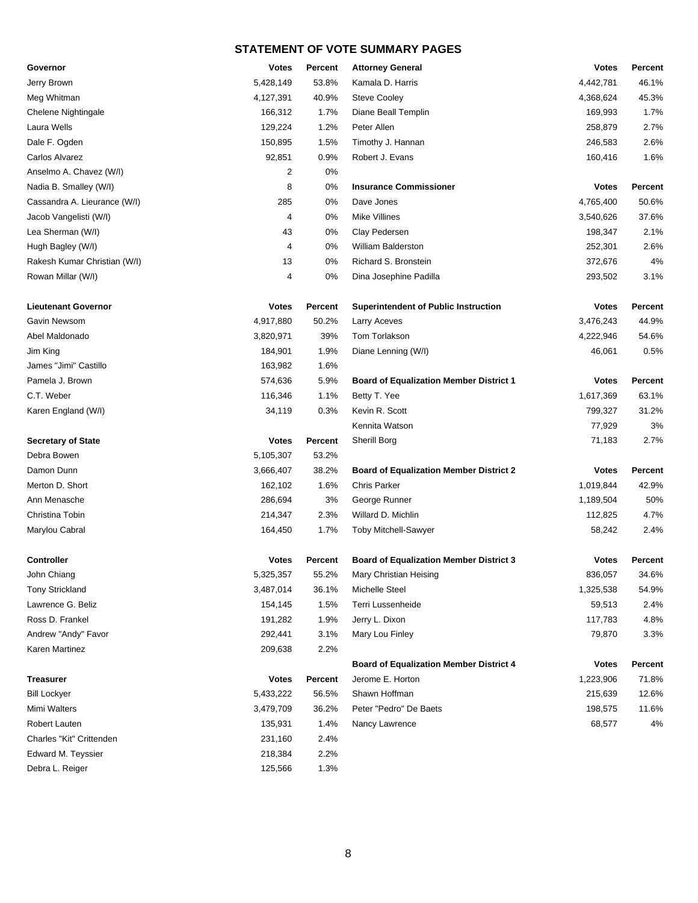# STATEMENT OF VOTE SUMMARY PAGES

| Governor | Votes | Percent |
|---|---|---|
| Jerry Brown | 5,428,149 | 53.8% |
| Meg Whitman | 4,127,391 | 40.9% |
| Chelene Nightingale | 166,312 | 1.7% |
| Laura Wells | 129,224 | 1.2% |
| Dale F. Ogden | 150,895 | 1.5% |
| Carlos Alvarez | 92,851 | 0.9% |
| Anselmo A. Chavez (W/I) | 2 | 0% |
| Nadia B. Smalley (W/I) | 8 | 0% |
| Cassandra A. Lieurance (W/I) | 285 | 0% |
| Jacob Vangelisti (W/I) | 4 | 0% |
| Lea Sherman (W/I) | 43 | 0% |
| Hugh Bagley (W/I) | 4 | 0% |
| Rakesh Kumar Christian (W/I) | 13 | 0% |
| Rowan Millar (W/I) | 4 | 0% |

| Lieutenant Governor | Votes | Percent |
|---|---|---|
| Gavin Newsom | 4,917,880 | 50.2% |
| Abel Maldonado | 3,820,971 | 39% |
| Jim King | 184,901 | 1.9% |
| James "Jimi" Castillo | 163,982 | 1.6% |
| Pamela J. Brown | 574,636 | 5.9% |
| C.T. Weber | 116,346 | 1.1% |
| Karen England (W/I) | 34,119 | 0.3% |

| Secretary of State | Votes | Percent |
|---|---|---|
| Debra Bowen | 5,105,307 | 53.2% |
| Damon Dunn | 3,666,407 | 38.2% |
| Merton D. Short | 162,102 | 1.6% |
| Ann Menasche | 286,694 | 3% |
| Christina Tobin | 214,347 | 2.3% |
| Marylou Cabral | 164,450 | 1.7% |

| Controller | Votes | Percent |
|---|---|---|
| John Chiang | 5,325,357 | 55.2% |
| Tony Strickland | 3,487,014 | 36.1% |
| Lawrence G. Beliz | 154,145 | 1.5% |
| Ross D. Frankel | 191,282 | 1.9% |
| Andrew "Andy" Favor | 292,441 | 3.1% |
| Karen Martinez | 209,638 | 2.2% |

| Treasurer | Votes | Percent |
|---|---|---|
| Bill Lockyer | 5,433,222 | 56.5% |
| Mimi Walters | 3,479,709 | 36.2% |
| Robert Lauten | 135,931 | 1.4% |
| Charles "Kit" Crittenden | 231,160 | 2.4% |
| Edward M. Teyssier | 218,384 | 2.2% |
| Debra L. Reiger | 125,566 | 1.3% |

| Attorney General | Votes | Percent |
|---|---|---|
| Kamala D. Harris | 4,442,781 | 46.1% |
| Steve Cooley | 4,368,624 | 45.3% |
| Diane Beall Templin | 169,993 | 1.7% |
| Peter Allen | 258,879 | 2.7% |
| Timothy J. Hannan | 246,583 | 2.6% |
| Robert J. Evans | 160,416 | 1.6% |

| Insurance Commissioner | Votes | Percent |
|---|---|---|
| Dave Jones | 4,765,400 | 50.6% |
| Mike Villines | 3,540,626 | 37.6% |
| Clay Pedersen | 198,347 | 2.1% |
| William Balderston | 252,301 | 2.6% |
| Richard S. Bronstein | 372,676 | 4% |
| Dina Josephine Padilla | 293,502 | 3.1% |

| Superintendent of Public Instruction | Votes | Percent |
|---|---|---|
| Larry Aceves | 3,476,243 | 44.9% |
| Tom Torlakson | 4,222,946 | 54.6% |
| Diane Lenning (W/I) | 46,061 | 0.5% |

| Board of Equalization Member District 1 | Votes | Percent |
|---|---|---|
| Betty T. Yee | 1,617,369 | 63.1% |
| Kevin R. Scott | 799,327 | 31.2% |
| Kennita Watson | 77,929 | 3% |
| Sherill Borg | 71,183 | 2.7% |

| Board of Equalization Member District 2 | Votes | Percent |
|---|---|---|
| Chris Parker | 1,019,844 | 42.9% |
| George Runner | 1,189,504 | 50% |
| Willard D. Michlin | 112,825 | 4.7% |
| Toby Mitchell-Sawyer | 58,242 | 2.4% |

| Board of Equalization Member District 3 | Votes | Percent |
|---|---|---|
| Mary Christian Heising | 836,057 | 34.6% |
| Michelle Steel | 1,325,538 | 54.9% |
| Terri Lussenheide | 59,513 | 2.4% |
| Jerry L. Dixon | 117,783 | 4.8% |
| Mary Lou Finley | 79,870 | 3.3% |

| Board of Equalization Member District 4 | Votes | Percent |
|---|---|---|
| Jerome E. Horton | 1,223,906 | 71.8% |
| Shawn Hoffman | 215,639 | 12.6% |
| Peter "Pedro" De Baets | 198,575 | 11.6% |
| Nancy Lawrence | 68,577 | 4% |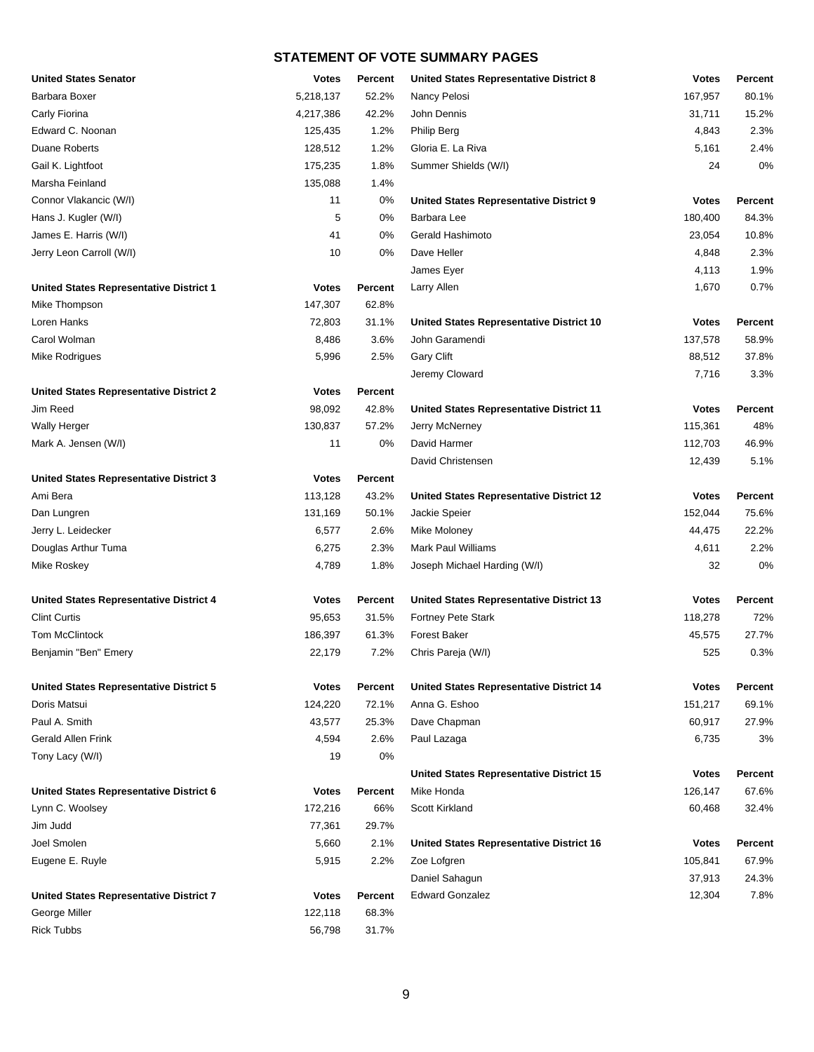# STATEMENT OF VOTE SUMMARY PAGES

| United States Senator | Votes | Percent |
|---|---|---|
| Barbara Boxer | 5,218,137 | 52.2% |
| Carly Fiorina | 4,217,386 | 42.2% |
| Edward C. Noonan | 125,435 | 1.2% |
| Duane Roberts | 128,512 | 1.2% |
| Gail K. Lightfoot | 175,235 | 1.8% |
| Marsha Feinland | 135,088 | 1.4% |
| Connor Vlakancic (W/I) | 11 | 0% |
| Hans J. Kugler (W/I) | 5 | 0% |
| James E. Harris (W/I) | 41 | 0% |
| Jerry Leon Carroll (W/I) | 10 | 0% |

| United States Representative District 1 | Votes | Percent |
|---|---|---|
| Mike Thompson | 147,307 | 62.8% |
| Loren Hanks | 72,803 | 31.1% |
| Carol Wolman | 8,486 | 3.6% |
| Mike Rodrigues | 5,996 | 2.5% |

| United States Representative District 2 | Votes | Percent |
|---|---|---|
| Jim Reed | 98,092 | 42.8% |
| Wally Herger | 130,837 | 57.2% |
| Mark A. Jensen (W/I) | 11 | 0% |

| United States Representative District 3 | Votes | Percent |
|---|---|---|
| Ami Bera | 113,128 | 43.2% |
| Dan Lungren | 131,169 | 50.1% |
| Jerry L. Leidecker | 6,577 | 2.6% |
| Douglas Arthur Tuma | 6,275 | 2.3% |
| Mike Roskey | 4,789 | 1.8% |

| United States Representative District 4 | Votes | Percent |
|---|---|---|
| Clint Curtis | 95,653 | 31.5% |
| Tom McClintock | 186,397 | 61.3% |
| Benjamin "Ben" Emery | 22,179 | 7.2% |

| United States Representative District 5 | Votes | Percent |
|---|---|---|
| Doris Matsui | 124,220 | 72.1% |
| Paul A. Smith | 43,577 | 25.3% |
| Gerald Allen Frink | 4,594 | 2.6% |
| Tony Lacy (W/I) | 19 | 0% |

| United States Representative District 6 | Votes | Percent |
|---|---|---|
| Lynn C. Woolsey | 172,216 | 66% |
| Jim Judd | 77,361 | 29.7% |
| Joel Smolen | 5,660 | 2.1% |
| Eugene E. Ruyle | 5,915 | 2.2% |

| United States Representative District 7 | Votes | Percent |
|---|---|---|
| George Miller | 122,118 | 68.3% |
| Rick Tubbs | 56,798 | 31.7% |

| United States Representative District 8 | Votes | Percent |
|---|---|---|
| Nancy Pelosi | 167,957 | 80.1% |
| John Dennis | 31,711 | 15.2% |
| Philip Berg | 4,843 | 2.3% |
| Gloria E. La Riva | 5,161 | 2.4% |
| Summer Shields (W/I) | 24 | 0% |

| United States Representative District 9 | Votes | Percent |
|---|---|---|
| Barbara Lee | 180,400 | 84.3% |
| Gerald Hashimoto | 23,054 | 10.8% |
| Dave Heller | 4,848 | 2.3% |
| James Eyer | 4,113 | 1.9% |
| Larry Allen | 1,670 | 0.7% |

| United States Representative District 10 | Votes | Percent |
|---|---|---|
| John Garamendi | 137,578 | 58.9% |
| Gary Clift | 88,512 | 37.8% |
| Jeremy Cloward | 7,716 | 3.3% |

| United States Representative District 11 | Votes | Percent |
|---|---|---|
| Jerry McNerney | 115,361 | 48% |
| David Harmer | 112,703 | 46.9% |
| David Christensen | 12,439 | 5.1% |

| United States Representative District 12 | Votes | Percent |
|---|---|---|
| Jackie Speier | 152,044 | 75.6% |
| Mike Moloney | 44,475 | 22.2% |
| Mark Paul Williams | 4,611 | 2.2% |
| Joseph Michael Harding (W/I) | 32 | 0% |

| United States Representative District 13 | Votes | Percent |
|---|---|---|
| Fortney Pete Stark | 118,278 | 72% |
| Forest Baker | 45,575 | 27.7% |
| Chris Pareja (W/I) | 525 | 0.3% |

| United States Representative District 14 | Votes | Percent |
|---|---|---|
| Anna G. Eshoo | 151,217 | 69.1% |
| Dave Chapman | 60,917 | 27.9% |
| Paul Lazaga | 6,735 | 3% |

| United States Representative District 15 | Votes | Percent |
|---|---|---|
| Mike Honda | 126,147 | 67.6% |
| Scott Kirkland | 60,468 | 32.4% |

| United States Representative District 16 | Votes | Percent |
|---|---|---|
| Zoe Lofgren | 105,841 | 67.9% |
| Daniel Sahagun | 37,913 | 24.3% |
| Edward Gonzalez | 12,304 | 7.8% |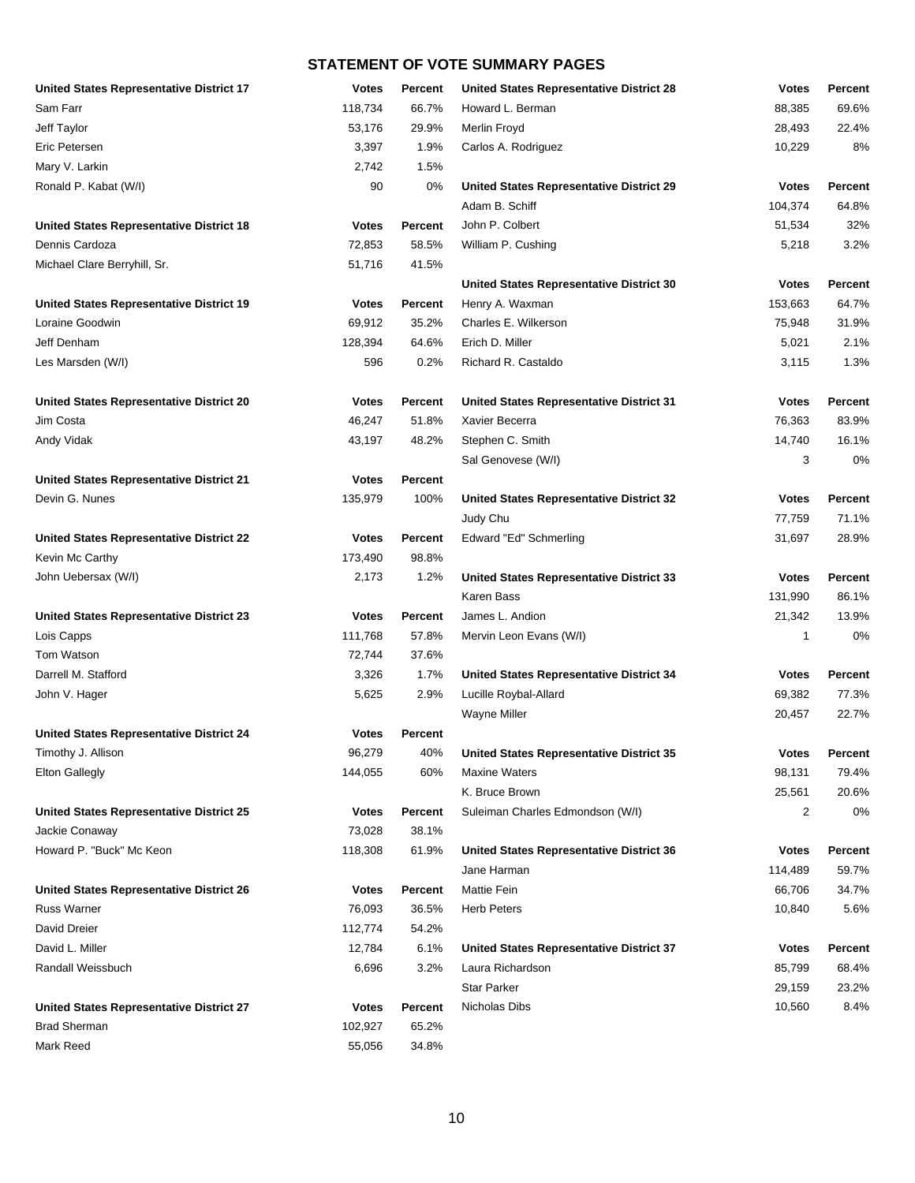# STATEMENT OF VOTE SUMMARY PAGES

| United States Representative District 17 | Votes | Percent |
|---|---|---|
| Sam Farr | 118,734 | 66.7% |
| Jeff Taylor | 53,176 | 29.9% |
| Eric Petersen | 3,397 | 1.9% |
| Mary V. Larkin | 2,742 | 1.5% |
| Ronald P. Kabat (W/I) | 90 | 0% |

| United States Representative District 18 | Votes | Percent |
|---|---|---|
| Dennis Cardoza | 72,853 | 58.5% |
| Michael Clare Berryhill, Sr. | 51,716 | 41.5% |

| United States Representative District 19 | Votes | Percent |
|---|---|---|
| Loraine Goodwin | 69,912 | 35.2% |
| Jeff Denham | 128,394 | 64.6% |
| Les Marsden (W/I) | 596 | 0.2% |

| United States Representative District 20 | Votes | Percent |
|---|---|---|
| Jim Costa | 46,247 | 51.8% |
| Andy Vidak | 43,197 | 48.2% |

| United States Representative District 21 | Votes | Percent |
|---|---|---|
| Devin G. Nunes | 135,979 | 100% |

| United States Representative District 22 | Votes | Percent |
|---|---|---|
| Kevin Mc Carthy | 173,490 | 98.8% |
| John Uebersax (W/I) | 2,173 | 1.2% |

| United States Representative District 23 | Votes | Percent |
|---|---|---|
| Lois Capps | 111,768 | 57.8% |
| Tom Watson | 72,744 | 37.6% |
| Darrell M. Stafford | 3,326 | 1.7% |
| John V. Hager | 5,625 | 2.9% |

| United States Representative District 24 | Votes | Percent |
|---|---|---|
| Timothy J. Allison | 96,279 | 40% |
| Elton Gallegly | 144,055 | 60% |

| United States Representative District 25 | Votes | Percent |
|---|---|---|
| Jackie Conaway | 73,028 | 38.1% |
| Howard P. "Buck" Mc Keon | 118,308 | 61.9% |

| United States Representative District 26 | Votes | Percent |
|---|---|---|
| Russ Warner | 76,093 | 36.5% |
| David Dreier | 112,774 | 54.2% |
| David L. Miller | 12,784 | 6.1% |
| Randall Weissbuch | 6,696 | 3.2% |

| United States Representative District 27 | Votes | Percent |
|---|---|---|
| Brad Sherman | 102,927 | 65.2% |
| Mark Reed | 55,056 | 34.8% |

| United States Representative District 28 | Votes | Percent |
|---|---|---|
| Howard L. Berman | 88,385 | 69.6% |
| Merlin Froyd | 28,493 | 22.4% |
| Carlos A. Rodriguez | 10,229 | 8% |

| United States Representative District 29 | Votes | Percent |
|---|---|---|
| Adam B. Schiff | 104,374 | 64.8% |
| John P. Colbert | 51,534 | 32% |
| William P. Cushing | 5,218 | 3.2% |

| United States Representative District 30 | Votes | Percent |
|---|---|---|
| Henry A. Waxman | 153,663 | 64.7% |
| Charles E. Wilkerson | 75,948 | 31.9% |
| Erich D. Miller | 5,021 | 2.1% |
| Richard R. Castaldo | 3,115 | 1.3% |

| United States Representative District 31 | Votes | Percent |
|---|---|---|
| Xavier Becerra | 76,363 | 83.9% |
| Stephen C. Smith | 14,740 | 16.1% |
| Sal Genovese (W/I) | 3 | 0% |

| United States Representative District 32 | Votes | Percent |
|---|---|---|
| Judy Chu | 77,759 | 71.1% |
| Edward "Ed" Schmerling | 31,697 | 28.9% |

| United States Representative District 33 | Votes | Percent |
|---|---|---|
| Karen Bass | 131,990 | 86.1% |
| James L. Andion | 21,342 | 13.9% |
| Mervin Leon Evans (W/I) | 1 | 0% |

| United States Representative District 34 | Votes | Percent |
|---|---|---|
| Lucille Roybal-Allard | 69,382 | 77.3% |
| Wayne Miller | 20,457 | 22.7% |

| United States Representative District 35 | Votes | Percent |
|---|---|---|
| Maxine Waters | 98,131 | 79.4% |
| K. Bruce Brown | 25,561 | 20.6% |
| Suleiman Charles Edmondson (W/I) | 2 | 0% |

| United States Representative District 36 | Votes | Percent |
|---|---|---|
| Jane Harman | 114,489 | 59.7% |
| Mattie Fein | 66,706 | 34.7% |
| Herb Peters | 10,840 | 5.6% |

| United States Representative District 37 | Votes | Percent |
|---|---|---|
| Laura Richardson | 85,799 | 68.4% |
| Star Parker | 29,159 | 23.2% |
| Nicholas Dibs | 10,560 | 8.4% |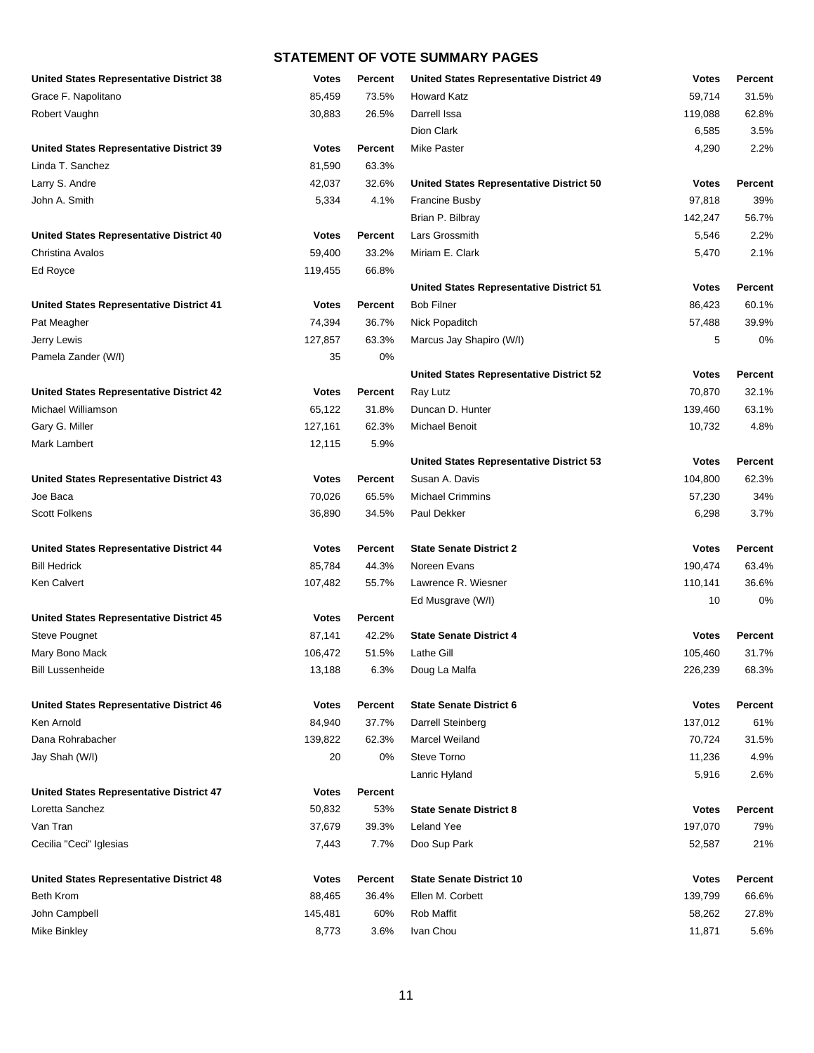## STATEMENT OF VOTE SUMMARY PAGES

| United States Representative District 38 | Votes | Percent |
|---|---|---|
| Grace F. Napolitano | 85,459 | 73.5% |
| Robert Vaughn | 30,883 | 26.5% |

| United States Representative District 39 | Votes | Percent |
|---|---|---|
| Linda T. Sanchez | 81,590 | 63.3% |
| Larry S. Andre | 42,037 | 32.6% |
| John A. Smith | 5,334 | 4.1% |

| United States Representative District 40 | Votes | Percent |
|---|---|---|
| Christina Avalos | 59,400 | 33.2% |
| Ed Royce | 119,455 | 66.8% |

| United States Representative District 41 | Votes | Percent |
|---|---|---|
| Pat Meagher | 74,394 | 36.7% |
| Jerry Lewis | 127,857 | 63.3% |
| Pamela Zander (W/I) | 35 | 0% |

| United States Representative District 42 | Votes | Percent |
|---|---|---|
| Michael Williamson | 65,122 | 31.8% |
| Gary G. Miller | 127,161 | 62.3% |
| Mark Lambert | 12,115 | 5.9% |

| United States Representative District 43 | Votes | Percent |
|---|---|---|
| Joe Baca | 70,026 | 65.5% |
| Scott Folkens | 36,890 | 34.5% |

| United States Representative District 44 | Votes | Percent |
|---|---|---|
| Bill Hedrick | 85,784 | 44.3% |
| Ken Calvert | 107,482 | 55.7% |

| United States Representative District 45 | Votes | Percent |
|---|---|---|
| Steve Pougnet | 87,141 | 42.2% |
| Mary Bono Mack | 106,472 | 51.5% |
| Bill Lussenheide | 13,188 | 6.3% |

| United States Representative District 46 | Votes | Percent |
|---|---|---|
| Ken Arnold | 84,940 | 37.7% |
| Dana Rohrabacher | 139,822 | 62.3% |
| Jay Shah (W/I) | 20 | 0% |

| United States Representative District 47 | Votes | Percent |
|---|---|---|
| Loretta Sanchez | 50,832 | 53% |
| Van Tran | 37,679 | 39.3% |
| Cecilia "Ceci" Iglesias | 7,443 | 7.7% |

| United States Representative District 48 | Votes | Percent |
|---|---|---|
| Beth Krom | 88,465 | 36.4% |
| John Campbell | 145,481 | 60% |
| Mike Binkley | 8,773 | 3.6% |

| United States Representative District 49 | Votes | Percent |
|---|---|---|
| Howard Katz | 59,714 | 31.5% |
| Darrell Issa | 119,088 | 62.8% |
| Dion Clark | 6,585 | 3.5% |
| Mike Paster | 4,290 | 2.2% |

| United States Representative District 50 | Votes | Percent |
|---|---|---|
| Francine Busby | 97,818 | 39% |
| Brian P. Bilbray | 142,247 | 56.7% |
| Lars Grossmith | 5,546 | 2.2% |
| Miriam E. Clark | 5,470 | 2.1% |

| United States Representative District 51 | Votes | Percent |
|---|---|---|
| Bob Filner | 86,423 | 60.1% |
| Nick Popaditch | 57,488 | 39.9% |
| Marcus Jay Shapiro (W/I) | 5 | 0% |

| United States Representative District 52 | Votes | Percent |
|---|---|---|
| Ray Lutz | 70,870 | 32.1% |
| Duncan D. Hunter | 139,460 | 63.1% |
| Michael Benoit | 10,732 | 4.8% |

| United States Representative District 53 | Votes | Percent |
|---|---|---|
| Susan A. Davis | 104,800 | 62.3% |
| Michael Crimmins | 57,230 | 34% |
| Paul Dekker | 6,298 | 3.7% |

| State Senate District 2 | Votes | Percent |
|---|---|---|
| Noreen Evans | 190,474 | 63.4% |
| Lawrence R. Wiesner | 110,141 | 36.6% |
| Ed Musgrave (W/I) | 10 | 0% |

| State Senate District 4 | Votes | Percent |
|---|---|---|
| Lathe Gill | 105,460 | 31.7% |
| Doug La Malfa | 226,239 | 68.3% |

| State Senate District 6 | Votes | Percent |
|---|---|---|
| Darrell Steinberg | 137,012 | 61% |
| Marcel Weiland | 70,724 | 31.5% |
| Steve Torno | 11,236 | 4.9% |
| Lanric Hyland | 5,916 | 2.6% |

| State Senate District 8 | Votes | Percent |
|---|---|---|
| Leland Yee | 197,070 | 79% |
| Doo Sup Park | 52,587 | 21% |

| State Senate District 10 | Votes | Percent |
|---|---|---|
| Ellen M. Corbett | 139,799 | 66.6% |
| Rob Maffit | 58,262 | 27.8% |
| Ivan Chou | 11,871 | 5.6% |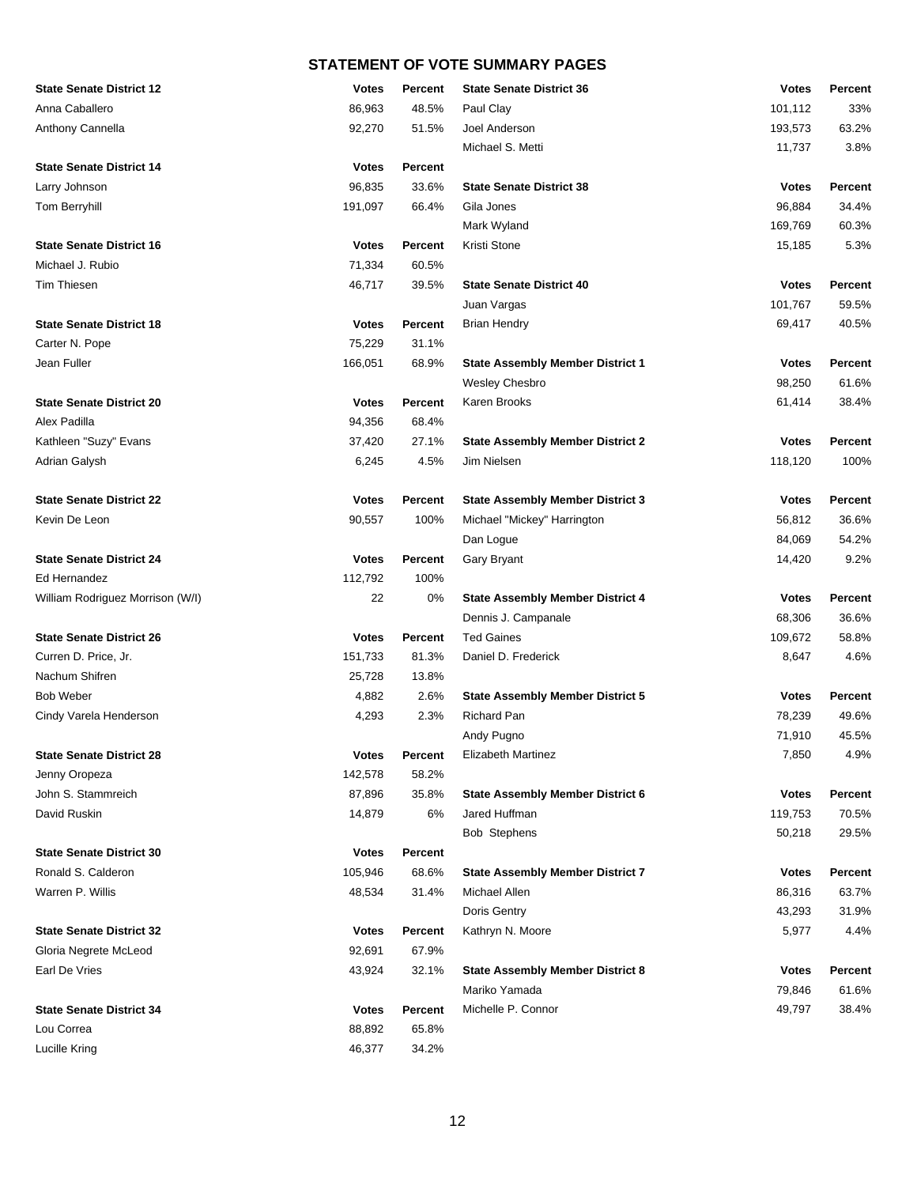## STATEMENT OF VOTE SUMMARY PAGES

| State Senate District 12 | Votes | Percent |
|---|---|---|
| Anna Caballero | 86,963 | 48.5% |
| Anthony Cannella | 92,270 | 51.5% |

| State Senate District 14 | Votes | Percent |
|---|---|---|
| Larry Johnson | 96,835 | 33.6% |
| Tom Berryhill | 191,097 | 66.4% |

| State Senate District 16 | Votes | Percent |
|---|---|---|
| Michael J. Rubio | 71,334 | 60.5% |
| Tim Thiesen | 46,717 | 39.5% |

| State Senate District 18 | Votes | Percent |
|---|---|---|
| Carter N. Pope | 75,229 | 31.1% |
| Jean Fuller | 166,051 | 68.9% |

| State Senate District 20 | Votes | Percent |
|---|---|---|
| Alex Padilla | 94,356 | 68.4% |
| Kathleen "Suzy" Evans | 37,420 | 27.1% |
| Adrian Galysh | 6,245 | 4.5% |

| State Senate District 22 | Votes | Percent |
|---|---|---|
| Kevin De Leon | 90,557 | 100% |

| State Senate District 24 | Votes | Percent |
|---|---|---|
| Ed Hernandez | 112,792 | 100% |
| William Rodriguez Morrison (W/I) | 22 | 0% |

| State Senate District 26 | Votes | Percent |
|---|---|---|
| Curren D. Price, Jr. | 151,733 | 81.3% |
| Nachum Shifren | 25,728 | 13.8% |
| Bob Weber | 4,882 | 2.6% |
| Cindy Varela Henderson | 4,293 | 2.3% |

| State Senate District 28 | Votes | Percent |
|---|---|---|
| Jenny Oropeza | 142,578 | 58.2% |
| John S. Stammreich | 87,896 | 35.8% |
| David Ruskin | 14,879 | 6% |

| State Senate District 30 | Votes | Percent |
|---|---|---|
| Ronald S. Calderon | 105,946 | 68.6% |
| Warren P. Willis | 48,534 | 31.4% |

| State Senate District 32 | Votes | Percent |
|---|---|---|
| Gloria Negrete McLeod | 92,691 | 67.9% |
| Earl De Vries | 43,924 | 32.1% |

| State Senate District 34 | Votes | Percent |
|---|---|---|
| Lou Correa | 88,892 | 65.8% |
| Lucille Kring | 46,377 | 34.2% |

| State Senate District 36 | Votes | Percent |
|---|---|---|
| Paul Clay | 101,112 | 33% |
| Joel Anderson | 193,573 | 63.2% |
| Michael S. Metti | 11,737 | 3.8% |

| State Senate District 38 | Votes | Percent |
|---|---|---|
| Gila Jones | 96,884 | 34.4% |
| Mark Wyland | 169,769 | 60.3% |
| Kristi Stone | 15,185 | 5.3% |

| State Senate District 40 | Votes | Percent |
|---|---|---|
| Juan Vargas | 101,767 | 59.5% |
| Brian Hendry | 69,417 | 40.5% |

| State Assembly Member District 1 | Votes | Percent |
|---|---|---|
| Wesley Chesbro | 98,250 | 61.6% |
| Karen Brooks | 61,414 | 38.4% |

| State Assembly Member District 2 | Votes | Percent |
|---|---|---|
| Jim Nielsen | 118,120 | 100% |

| State Assembly Member District 3 | Votes | Percent |
|---|---|---|
| Michael "Mickey" Harrington | 56,812 | 36.6% |
| Dan Logue | 84,069 | 54.2% |
| Gary Bryant | 14,420 | 9.2% |

| State Assembly Member District 4 | Votes | Percent |
|---|---|---|
| Dennis J. Campanale | 68,306 | 36.6% |
| Ted Gaines | 109,672 | 58.8% |
| Daniel D. Frederick | 8,647 | 4.6% |

| State Assembly Member District 5 | Votes | Percent |
|---|---|---|
| Richard Pan | 78,239 | 49.6% |
| Andy Pugno | 71,910 | 45.5% |
| Elizabeth Martinez | 7,850 | 4.9% |

| State Assembly Member District 6 | Votes | Percent |
|---|---|---|
| Jared Huffman | 119,753 | 70.5% |
| Bob Stephens | 50,218 | 29.5% |

| State Assembly Member District 7 | Votes | Percent |
|---|---|---|
| Michael Allen | 86,316 | 63.7% |
| Doris Gentry | 43,293 | 31.9% |
| Kathryn N. Moore | 5,977 | 4.4% |

| State Assembly Member District 8 | Votes | Percent |
|---|---|---|
| Mariko Yamada | 79,846 | 61.6% |
| Michelle P. Connor | 49,797 | 38.4% |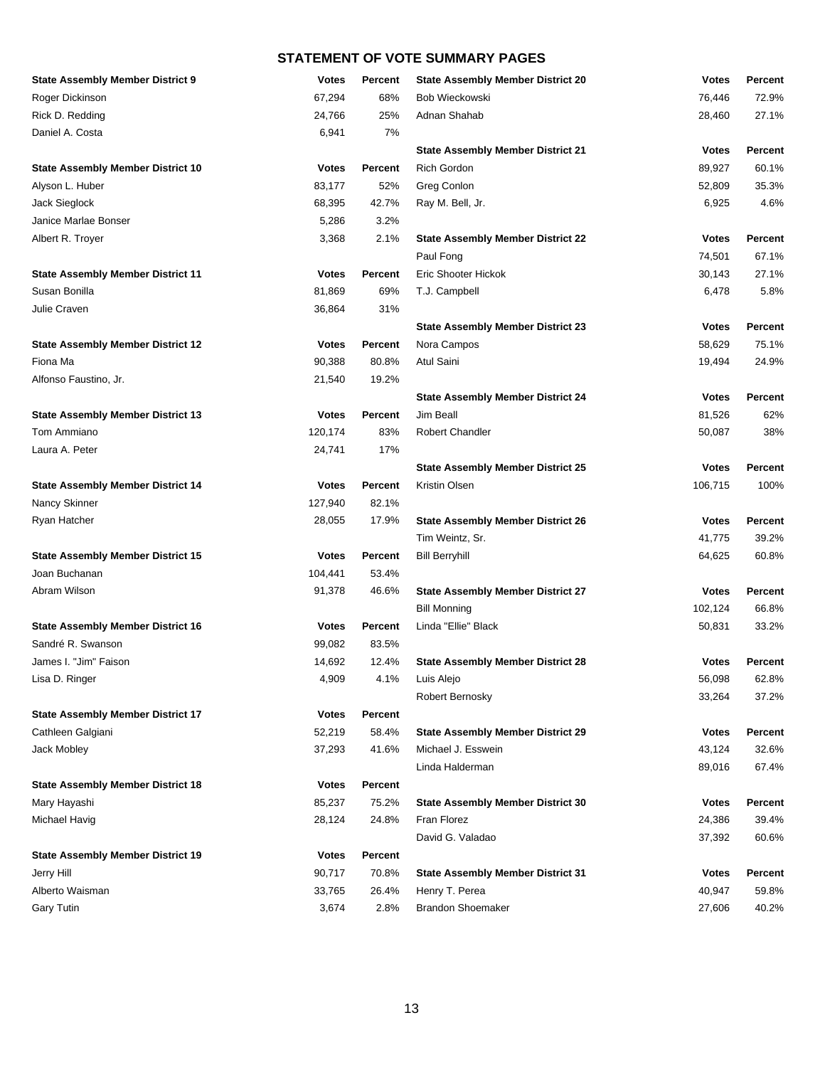## STATEMENT OF VOTE SUMMARY PAGES

| State Assembly Member District 9 | Votes | Percent |
|---|---|---|
| Roger Dickinson | 67,294 | 68% |
| Rick D. Redding | 24,766 | 25% |
| Daniel A. Costa | 6,941 | 7% |

| State Assembly Member District 10 | Votes | Percent |
|---|---|---|
| Alyson L. Huber | 83,177 | 52% |
| Jack Sieglock | 68,395 | 42.7% |
| Janice Marlae Bonser | 5,286 | 3.2% |
| Albert R. Troyer | 3,368 | 2.1% |

| State Assembly Member District 11 | Votes | Percent |
|---|---|---|
| Susan Bonilla | 81,869 | 69% |
| Julie Craven | 36,864 | 31% |

| State Assembly Member District 12 | Votes | Percent |
|---|---|---|
| Fiona Ma | 90,388 | 80.8% |
| Alfonso Faustino, Jr. | 21,540 | 19.2% |

| State Assembly Member District 13 | Votes | Percent |
|---|---|---|
| Tom Ammiano | 120,174 | 83% |
| Laura A. Peter | 24,741 | 17% |

| State Assembly Member District 14 | Votes | Percent |
|---|---|---|
| Nancy Skinner | 127,940 | 82.1% |
| Ryan Hatcher | 28,055 | 17.9% |

| State Assembly Member District 15 | Votes | Percent |
|---|---|---|
| Joan Buchanan | 104,441 | 53.4% |
| Abram Wilson | 91,378 | 46.6% |

| State Assembly Member District 16 | Votes | Percent |
|---|---|---|
| Sandré R. Swanson | 99,082 | 83.5% |
| James I. "Jim" Faison | 14,692 | 12.4% |
| Lisa D. Ringer | 4,909 | 4.1% |

| State Assembly Member District 17 | Votes | Percent |
|---|---|---|
| Cathleen Galgiani | 52,219 | 58.4% |
| Jack Mobley | 37,293 | 41.6% |

| State Assembly Member District 18 | Votes | Percent |
|---|---|---|
| Mary Hayashi | 85,237 | 75.2% |
| Michael Havig | 28,124 | 24.8% |

| State Assembly Member District 19 | Votes | Percent |
|---|---|---|
| Jerry Hill | 90,717 | 70.8% |
| Alberto Waisman | 33,765 | 26.4% |
| Gary Tutin | 3,674 | 2.8% |

| State Assembly Member District 20 | Votes | Percent |
|---|---|---|
| Bob Wieckowski | 76,446 | 72.9% |
| Adnan Shahab | 28,460 | 27.1% |

| State Assembly Member District 21 | Votes | Percent |
|---|---|---|
| Rich Gordon | 89,927 | 60.1% |
| Greg Conlon | 52,809 | 35.3% |
| Ray M. Bell, Jr. | 6,925 | 4.6% |

| State Assembly Member District 22 | Votes | Percent |
|---|---|---|
| Paul Fong | 74,501 | 67.1% |
| Eric Shooter Hickok | 30,143 | 27.1% |
| T.J. Campbell | 6,478 | 5.8% |

| State Assembly Member District 23 | Votes | Percent |
|---|---|---|
| Nora Campos | 58,629 | 75.1% |
| Atul Saini | 19,494 | 24.9% |

| State Assembly Member District 24 | Votes | Percent |
|---|---|---|
| Jim Beall | 81,526 | 62% |
| Robert Chandler | 50,087 | 38% |

| State Assembly Member District 25 | Votes | Percent |
|---|---|---|
| Kristin Olsen | 106,715 | 100% |

| State Assembly Member District 26 | Votes | Percent |
|---|---|---|
| Tim Weintz, Sr. | 41,775 | 39.2% |
| Bill Berryhill | 64,625 | 60.8% |

| State Assembly Member District 27 | Votes | Percent |
|---|---|---|
| Bill Monning | 102,124 | 66.8% |
| Linda "Ellie" Black | 50,831 | 33.2% |

| State Assembly Member District 28 | Votes | Percent |
|---|---|---|
| Luis Alejo | 56,098 | 62.8% |
| Robert Bernosky | 33,264 | 37.2% |

| State Assembly Member District 29 | Votes | Percent |
|---|---|---|
| Michael J. Esswein | 43,124 | 32.6% |
| Linda Halderman | 89,016 | 67.4% |

| State Assembly Member District 30 | Votes | Percent |
|---|---|---|
| Fran Florez | 24,386 | 39.4% |
| David G. Valadao | 37,392 | 60.6% |

| State Assembly Member District 31 | Votes | Percent |
|---|---|---|
| Henry T. Perea | 40,947 | 59.8% |
| Brandon Shoemaker | 27,606 | 40.2% |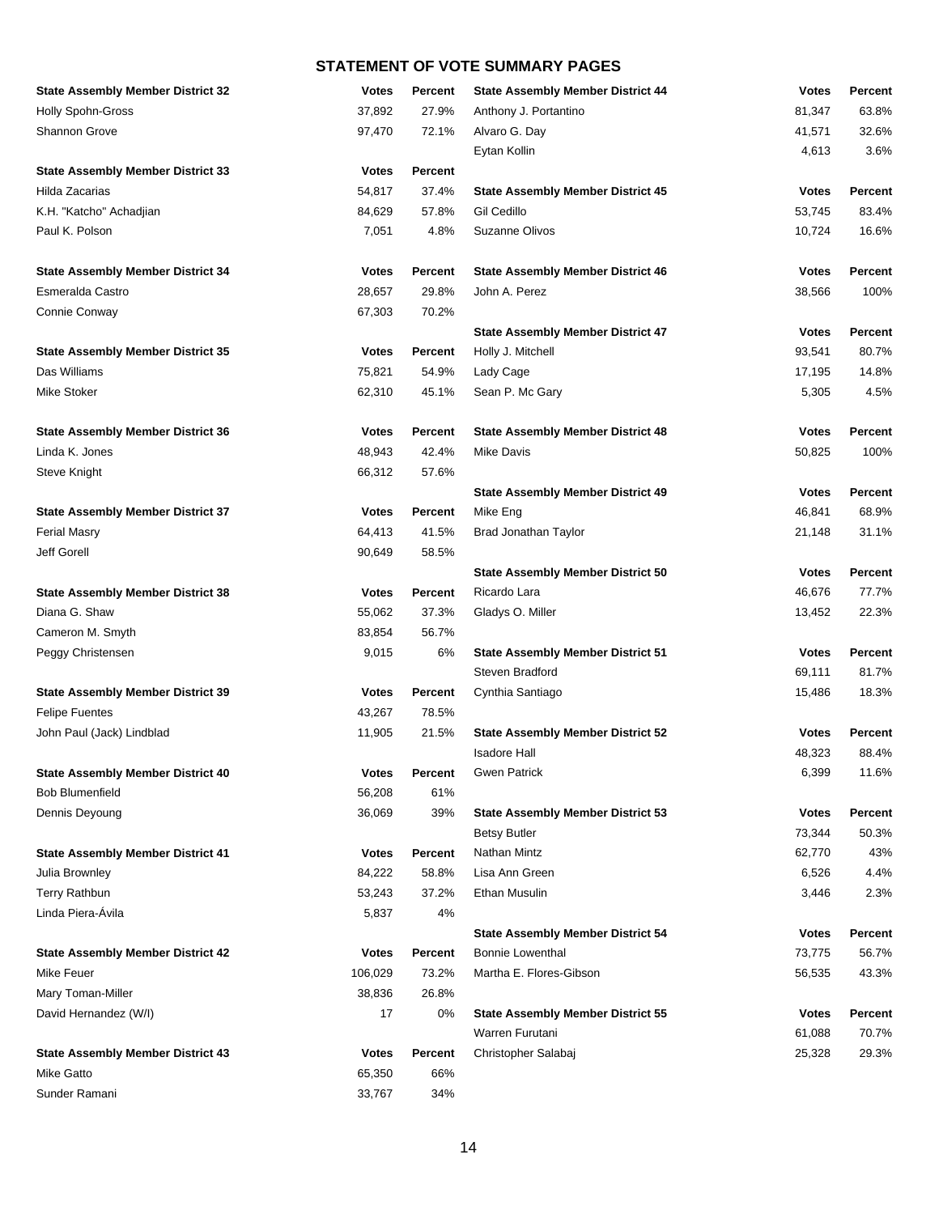## STATEMENT OF VOTE SUMMARY PAGES

| State Assembly Member District 32 | Votes | Percent |
|---|---|---|
| Holly Spohn-Gross | 37,892 | 27.9% |
| Shannon Grove | 97,470 | 72.1% |

| State Assembly Member District 33 | Votes | Percent |
|---|---|---|
| Hilda Zacarias | 54,817 | 37.4% |
| K.H. "Katcho" Achadjian | 84,629 | 57.8% |
| Paul K. Polson | 7,051 | 4.8% |

| State Assembly Member District 34 | Votes | Percent |
|---|---|---|
| Esmeralda Castro | 28,657 | 29.8% |
| Connie Conway | 67,303 | 70.2% |

| State Assembly Member District 35 | Votes | Percent |
|---|---|---|
| Das Williams | 75,821 | 54.9% |
| Mike Stoker | 62,310 | 45.1% |

| State Assembly Member District 36 | Votes | Percent |
|---|---|---|
| Linda K. Jones | 48,943 | 42.4% |
| Steve Knight | 66,312 | 57.6% |

| State Assembly Member District 37 | Votes | Percent |
|---|---|---|
| Ferial Masry | 64,413 | 41.5% |
| Jeff Gorell | 90,649 | 58.5% |

| State Assembly Member District 38 | Votes | Percent |
|---|---|---|
| Diana G. Shaw | 55,062 | 37.3% |
| Cameron M. Smyth | 83,854 | 56.7% |
| Peggy Christensen | 9,015 | 6% |

| State Assembly Member District 39 | Votes | Percent |
|---|---|---|
| Felipe Fuentes | 43,267 | 78.5% |
| John Paul (Jack) Lindblad | 11,905 | 21.5% |

| State Assembly Member District 40 | Votes | Percent |
|---|---|---|
| Bob Blumenfield | 56,208 | 61% |
| Dennis Deyoung | 36,069 | 39% |

| State Assembly Member District 41 | Votes | Percent |
|---|---|---|
| Julia Brownley | 84,222 | 58.8% |
| Terry Rathbun | 53,243 | 37.2% |
| Linda Piera-Ávila | 5,837 | 4% |

| State Assembly Member District 42 | Votes | Percent |
|---|---|---|
| Mike Feuer | 106,029 | 73.2% |
| Mary Toman-Miller | 38,836 | 26.8% |
| David Hernandez (W/I) | 17 | 0% |

| State Assembly Member District 43 | Votes | Percent |
|---|---|---|
| Mike Gatto | 65,350 | 66% |
| Sunder Ramani | 33,767 | 34% |

| State Assembly Member District 44 | Votes | Percent |
|---|---|---|
| Anthony J. Portantino | 81,347 | 63.8% |
| Alvaro G. Day | 41,571 | 32.6% |
| Eytan Kollin | 4,613 | 3.6% |

| State Assembly Member District 45 | Votes | Percent |
|---|---|---|
| Gil Cedillo | 53,745 | 83.4% |
| Suzanne Olivos | 10,724 | 16.6% |

| State Assembly Member District 46 | Votes | Percent |
|---|---|---|
| John A. Perez | 38,566 | 100% |

| State Assembly Member District 47 | Votes | Percent |
|---|---|---|
| Holly J. Mitchell | 93,541 | 80.7% |
| Lady Cage | 17,195 | 14.8% |
| Sean P. Mc Gary | 5,305 | 4.5% |

| State Assembly Member District 48 | Votes | Percent |
|---|---|---|
| Mike Davis | 50,825 | 100% |

| State Assembly Member District 49 | Votes | Percent |
|---|---|---|
| Mike Eng | 46,841 | 68.9% |
| Brad Jonathan Taylor | 21,148 | 31.1% |

| State Assembly Member District 50 | Votes | Percent |
|---|---|---|
| Ricardo Lara | 46,676 | 77.7% |
| Gladys O. Miller | 13,452 | 22.3% |

| State Assembly Member District 51 | Votes | Percent |
|---|---|---|
| Steven Bradford | 69,111 | 81.7% |
| Cynthia Santiago | 15,486 | 18.3% |

| State Assembly Member District 52 | Votes | Percent |
|---|---|---|
| Isadore Hall | 48,323 | 88.4% |
| Gwen Patrick | 6,399 | 11.6% |

| State Assembly Member District 53 | Votes | Percent |
|---|---|---|
| Betsy Butler | 73,344 | 50.3% |
| Nathan Mintz | 62,770 | 43% |
| Lisa Ann Green | 6,526 | 4.4% |
| Ethan Musulin | 3,446 | 2.3% |

| State Assembly Member District 54 | Votes | Percent |
|---|---|---|
| Bonnie Lowenthal | 73,775 | 56.7% |
| Martha E. Flores-Gibson | 56,535 | 43.3% |

| State Assembly Member District 55 | Votes | Percent |
|---|---|---|
| Warren Furutani | 61,088 | 70.7% |
| Christopher Salabaj | 25,328 | 29.3% |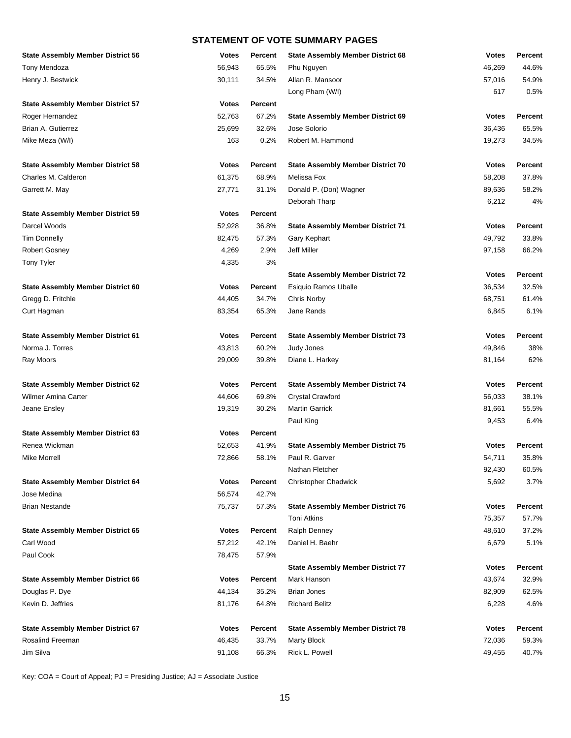# STATEMENT OF VOTE SUMMARY PAGES

| State Assembly Member District 56 | Votes | Percent |
|---|---|---|
| Tony Mendoza | 56,943 | 65.5% |
| Henry J. Bestwick | 30,111 | 34.5% |

| State Assembly Member District 57 | Votes | Percent |
|---|---|---|
| Roger Hernandez | 52,763 | 67.2% |
| Brian A. Gutierrez | 25,699 | 32.6% |
| Mike Meza (W/I) | 163 | 0.2% |

| State Assembly Member District 58 | Votes | Percent |
|---|---|---|
| Charles M. Calderon | 61,375 | 68.9% |
| Garrett M. May | 27,771 | 31.1% |

| State Assembly Member District 59 | Votes | Percent |
|---|---|---|
| Darcel Woods | 52,928 | 36.8% |
| Tim Donnelly | 82,475 | 57.3% |
| Robert Gosney | 4,269 | 2.9% |
| Tony Tyler | 4,335 | 3% |

| State Assembly Member District 60 | Votes | Percent |
|---|---|---|
| Gregg D. Fritchle | 44,405 | 34.7% |
| Curt Hagman | 83,354 | 65.3% |

| State Assembly Member District 61 | Votes | Percent |
|---|---|---|
| Norma J. Torres | 43,813 | 60.2% |
| Ray Moors | 29,009 | 39.8% |

| State Assembly Member District 62 | Votes | Percent |
|---|---|---|
| Wilmer Amina Carter | 44,606 | 69.8% |
| Jeane Ensley | 19,319 | 30.2% |

| State Assembly Member District 63 | Votes | Percent |
|---|---|---|
| Renea Wickman | 52,653 | 41.9% |
| Mike Morrell | 72,866 | 58.1% |

| State Assembly Member District 64 | Votes | Percent |
|---|---|---|
| Jose Medina | 56,574 | 42.7% |
| Brian Nestande | 75,737 | 57.3% |

| State Assembly Member District 65 | Votes | Percent |
|---|---|---|
| Carl Wood | 57,212 | 42.1% |
| Paul Cook | 78,475 | 57.9% |

| State Assembly Member District 66 | Votes | Percent |
|---|---|---|
| Douglas P. Dye | 44,134 | 35.2% |
| Kevin D. Jeffries | 81,176 | 64.8% |

| State Assembly Member District 67 | Votes | Percent |
|---|---|---|
| Rosalind Freeman | 46,435 | 33.7% |
| Jim Silva | 91,108 | 66.3% |

| State Assembly Member District 68 | Votes | Percent |
|---|---|---|
| Phu Nguyen | 46,269 | 44.6% |
| Allan R. Mansoor | 57,016 | 54.9% |
| Long Pham (W/I) | 617 | 0.5% |

| State Assembly Member District 69 | Votes | Percent |
|---|---|---|
| Jose Solorio | 36,436 | 65.5% |
| Robert M. Hammond | 19,273 | 34.5% |

| State Assembly Member District 70 | Votes | Percent |
|---|---|---|
| Melissa Fox | 58,208 | 37.8% |
| Donald P. (Don) Wagner | 89,636 | 58.2% |
| Deborah Tharp | 6,212 | 4% |

| State Assembly Member District 71 | Votes | Percent |
|---|---|---|
| Gary Kephart | 49,792 | 33.8% |
| Jeff Miller | 97,158 | 66.2% |

| State Assembly Member District 72 | Votes | Percent |
|---|---|---|
| Esiquio Ramos Uballe | 36,534 | 32.5% |
| Chris Norby | 68,751 | 61.4% |
| Jane Rands | 6,845 | 6.1% |

| State Assembly Member District 73 | Votes | Percent |
|---|---|---|
| Judy Jones | 49,846 | 38% |
| Diane L. Harkey | 81,164 | 62% |

| State Assembly Member District 74 | Votes | Percent |
|---|---|---|
| Crystal Crawford | 56,033 | 38.1% |
| Martin Garrick | 81,661 | 55.5% |
| Paul King | 9,453 | 6.4% |

| State Assembly Member District 75 | Votes | Percent |
|---|---|---|
| Paul R. Garver | 54,711 | 35.8% |
| Nathan Fletcher | 92,430 | 60.5% |
| Christopher Chadwick | 5,692 | 3.7% |

| State Assembly Member District 76 | Votes | Percent |
|---|---|---|
| Toni Atkins | 75,357 | 57.7% |
| Ralph Denney | 48,610 | 37.2% |
| Daniel H. Baehr | 6,679 | 5.1% |

| State Assembly Member District 77 | Votes | Percent |
|---|---|---|
| Mark Hanson | 43,674 | 32.9% |
| Brian Jones | 82,909 | 62.5% |
| Richard Belitz | 6,228 | 4.6% |

| State Assembly Member District 78 | Votes | Percent |
|---|---|---|
| Marty Block | 72,036 | 59.3% |
| Rick L. Powell | 49,455 | 40.7% |

Key: COA = Court of Appeal; PJ = Presiding Justice; AJ = Associate Justice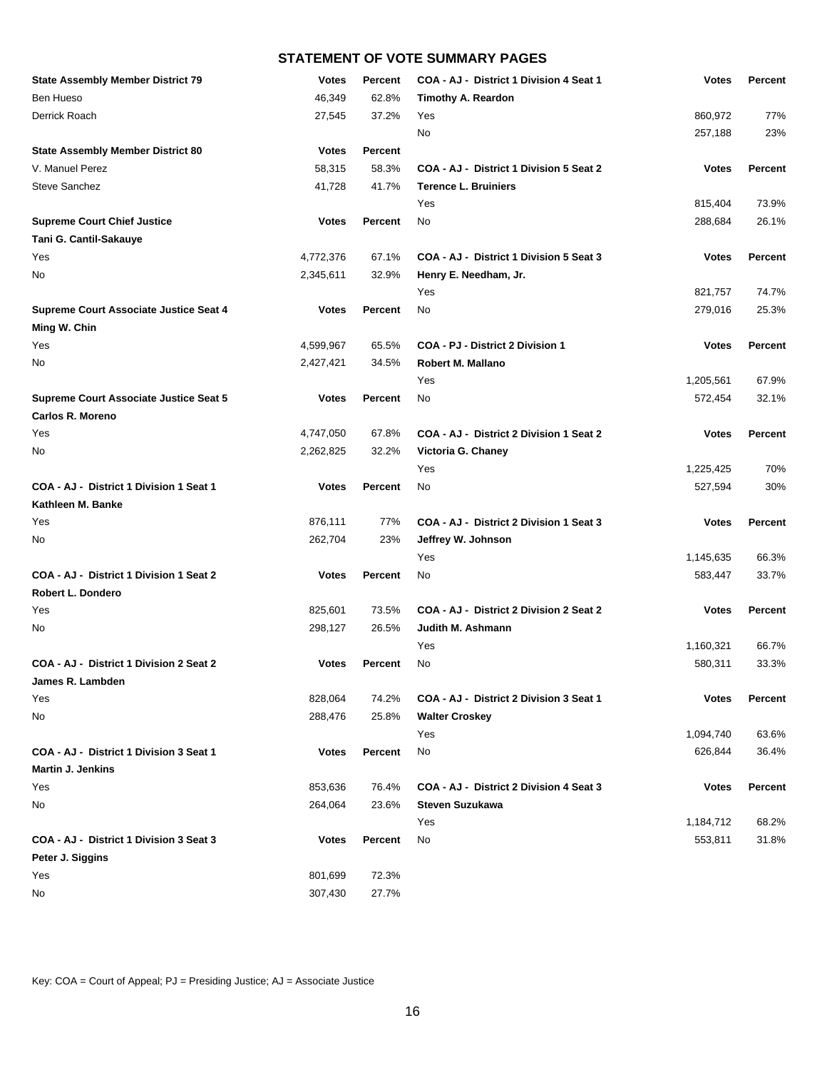# STATEMENT OF VOTE SUMMARY PAGES

| State Assembly Member District 79 | Votes | Percent |
|---|---|---|
| Ben Hueso | 46,349 | 62.8% |
| Derrick Roach | 27,545 | 37.2% |

| State Assembly Member District 80 | Votes | Percent |
|---|---|---|
| V. Manuel Perez | 58,315 | 58.3% |
| Steve Sanchez | 41,728 | 41.7% |

| Supreme Court Chief Justice | Votes | Percent |
|---|---|---|
| **Tani G. Cantil-Sakauye** | | |
| Yes | 4,772,376 | 67.1% |
| No | 2,345,611 | 32.9% |

| Supreme Court Associate Justice Seat 4 | Votes | Percent |
|---|---|---|
| **Ming W. Chin** | | |
| Yes | 4,599,967 | 65.5% |
| No | 2,427,421 | 34.5% |

| Supreme Court Associate Justice Seat 5 | Votes | Percent |
|---|---|---|
| **Carlos R. Moreno** | | |
| Yes | 4,747,050 | 67.8% |
| No | 2,262,825 | 32.2% |

| COA - AJ - District 1 Division 1 Seat 1 | Votes | Percent |
|---|---|---|
| **Kathleen M. Banke** | | |
| Yes | 876,111 | 77% |
| No | 262,704 | 23% |

| COA - AJ - District 1 Division 1 Seat 2 | Votes | Percent |
|---|---|---|
| **Robert L. Dondero** | | |
| Yes | 825,601 | 73.5% |
| No | 298,127 | 26.5% |

| COA - AJ - District 1 Division 2 Seat 2 | Votes | Percent |
|---|---|---|
| **James R. Lambden** | | |
| Yes | 828,064 | 74.2% |
| No | 288,476 | 25.8% |

| COA - AJ - District 1 Division 3 Seat 1 | Votes | Percent |
|---|---|---|
| **Martin J. Jenkins** | | |
| Yes | 853,636 | 76.4% |
| No | 264,064 | 23.6% |

| COA - AJ - District 1 Division 3 Seat 3 | Votes | Percent |
|---|---|---|
| **Peter J. Siggins** | | |
| Yes | 801,699 | 72.3% |
| No | 307,430 | 27.7% |

| COA - AJ - District 1 Division 4 Seat 1 | Votes | Percent |
|---|---|---|
| **Timothy A. Reardon** | | |
| Yes | 860,972 | 77% |
| No | 257,188 | 23% |

| COA - AJ - District 1 Division 5 Seat 2 | Votes | Percent |
|---|---|---|
| **Terence L. Bruiniers** | | |
| Yes | 815,404 | 73.9% |
| No | 288,684 | 26.1% |

| COA - AJ - District 1 Division 5 Seat 3 | Votes | Percent |
|---|---|---|
| **Henry E. Needham, Jr.** | | |
| Yes | 821,757 | 74.7% |
| No | 279,016 | 25.3% |

| COA - PJ - District 2 Division 1 | Votes | Percent |
|---|---|---|
| **Robert M. Mallano** | | |
| Yes | 1,205,561 | 67.9% |
| No | 572,454 | 32.1% |

| COA - AJ - District 2 Division 1 Seat 2 | Votes | Percent |
|---|---|---|
| **Victoria G. Chaney** | | |
| Yes | 1,225,425 | 70% |
| No | 527,594 | 30% |

| COA - AJ - District 2 Division 1 Seat 3 | Votes | Percent |
|---|---|---|
| **Jeffrey W. Johnson** | | |
| Yes | 1,145,635 | 66.3% |
| No | 583,447 | 33.7% |

| COA - AJ - District 2 Division 2 Seat 2 | Votes | Percent |
|---|---|---|
| **Judith M. Ashmann** | | |
| Yes | 1,160,321 | 66.7% |
| No | 580,311 | 33.3% |

| COA - AJ - District 2 Division 3 Seat 1 | Votes | Percent |
|---|---|---|
| **Walter Croskey** | | |
| Yes | 1,094,740 | 63.6% |
| No | 626,844 | 36.4% |

| COA - AJ - District 2 Division 4 Seat 3 | Votes | Percent |
|---|---|---|
| **Steven Suzukawa** | | |
| Yes | 1,184,712 | 68.2% |
| No | 553,811 | 31.8% |

Key: COA = Court of Appeal; PJ = Presiding Justice; AJ = Associate Justice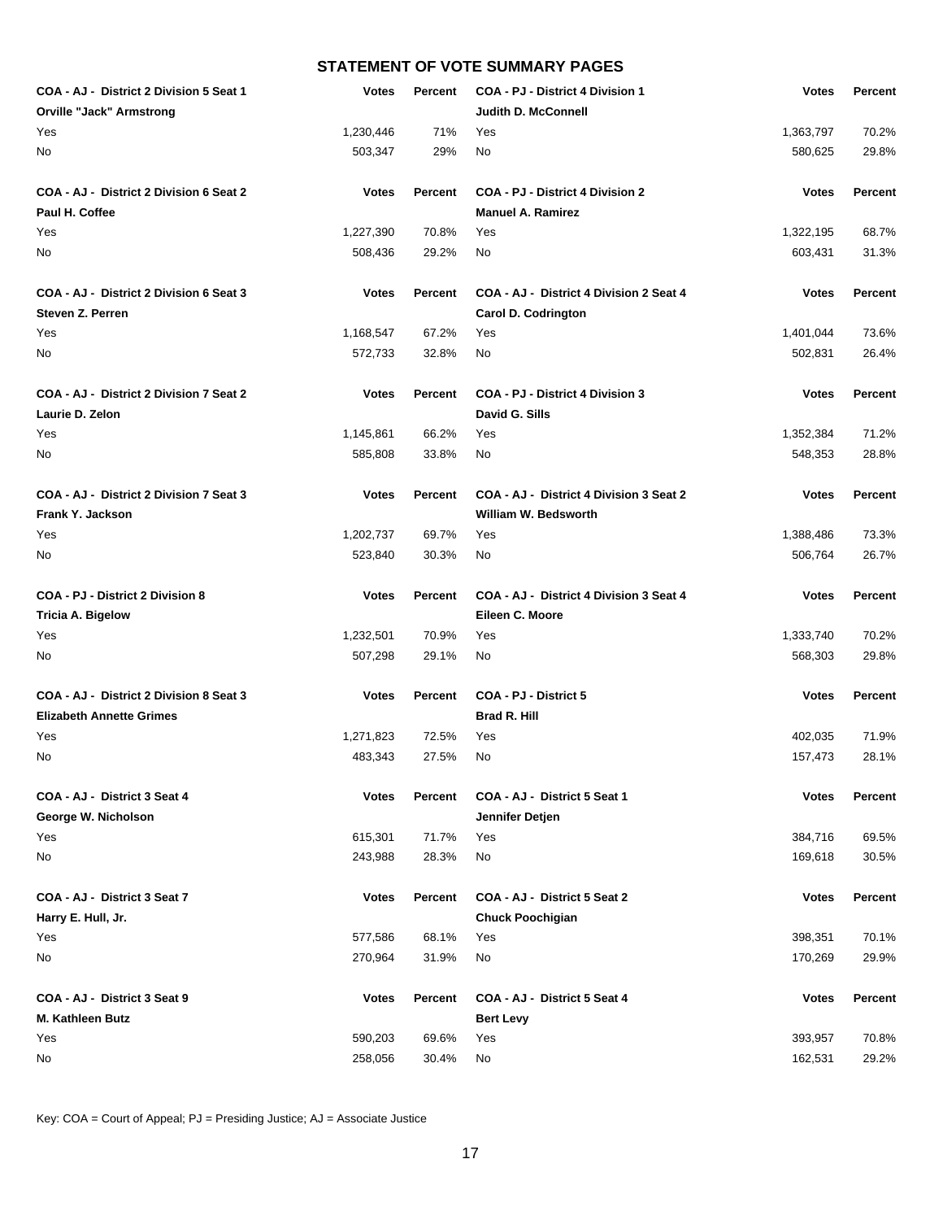## STATEMENT OF VOTE SUMMARY PAGES

| COA - AJ - District 2 Division 5 Seat 1 | Votes | Percent |
|---|---|---|
| **Orville "Jack" Armstrong** | | |
| Yes | 1,230,446 | 71% |
| No | 503,347 | 29% |

| COA - AJ - District 2 Division 6 Seat 2 | Votes | Percent |
|---|---|---|
| **Paul H. Coffee** | | |
| Yes | 1,227,390 | 70.8% |
| No | 508,436 | 29.2% |

| COA - AJ - District 2 Division 6 Seat 3 | Votes | Percent |
|---|---|---|
| **Steven Z. Perren** | | |
| Yes | 1,168,547 | 67.2% |
| No | 572,733 | 32.8% |

| COA - AJ - District 2 Division 7 Seat 2 | Votes | Percent |
|---|---|---|
| **Laurie D. Zelon** | | |
| Yes | 1,145,861 | 66.2% |
| No | 585,808 | 33.8% |

| COA - AJ - District 2 Division 7 Seat 3 | Votes | Percent |
|---|---|---|
| **Frank Y. Jackson** | | |
| Yes | 1,202,737 | 69.7% |
| No | 523,840 | 30.3% |

| COA - PJ - District 2 Division 8 | Votes | Percent |
|---|---|---|
| **Tricia A. Bigelow** | | |
| Yes | 1,232,501 | 70.9% |
| No | 507,298 | 29.1% |

| COA - AJ - District 2 Division 8 Seat 3 | Votes | Percent |
|---|---|---|
| **Elizabeth Annette Grimes** | | |
| Yes | 1,271,823 | 72.5% |
| No | 483,343 | 27.5% |

| COA - AJ - District 3 Seat 4 | Votes | Percent |
|---|---|---|
| **George W. Nicholson** | | |
| Yes | 615,301 | 71.7% |
| No | 243,988 | 28.3% |

| COA - AJ - District 3 Seat 7 | Votes | Percent |
|---|---|---|
| **Harry E. Hull, Jr.** | | |
| Yes | 577,586 | 68.1% |
| No | 270,964 | 31.9% |

| COA - AJ - District 3 Seat 9 | Votes | Percent |
|---|---|---|
| **M. Kathleen Butz** | | |
| Yes | 590,203 | 69.6% |
| No | 258,056 | 30.4% |

| COA - PJ - District 4 Division 1 | Votes | Percent |
|---|---|---|
| **Judith D. McConnell** | | |
| Yes | 1,363,797 | 70.2% |
| No | 580,625 | 29.8% |

| COA - PJ - District 4 Division 2 | Votes | Percent |
|---|---|---|
| **Manuel A. Ramirez** | | |
| Yes | 1,322,195 | 68.7% |
| No | 603,431 | 31.3% |

| COA - AJ - District 4 Division 2 Seat 4 | Votes | Percent |
|---|---|---|
| **Carol D. Codrington** | | |
| Yes | 1,401,044 | 73.6% |
| No | 502,831 | 26.4% |

| COA - PJ - District 4 Division 3 | Votes | Percent |
|---|---|---|
| **David G. Sills** | | |
| Yes | 1,352,384 | 71.2% |
| No | 548,353 | 28.8% |

| COA - AJ - District 4 Division 3 Seat 2 | Votes | Percent |
|---|---|---|
| **William W. Bedsworth** | | |
| Yes | 1,388,486 | 73.3% |
| No | 506,764 | 26.7% |

| COA - AJ - District 4 Division 3 Seat 4 | Votes | Percent |
|---|---|---|
| **Eileen C. Moore** | | |
| Yes | 1,333,740 | 70.2% |
| No | 568,303 | 29.8% |

| COA - PJ - District 5 | Votes | Percent |
|---|---|---|
| **Brad R. Hill** | | |
| Yes | 402,035 | 71.9% |
| No | 157,473 | 28.1% |

| COA - AJ - District 5 Seat 1 | Votes | Percent |
|---|---|---|
| **Jennifer Detjen** | | |
| Yes | 384,716 | 69.5% |
| No | 169,618 | 30.5% |

| COA - AJ - District 5 Seat 2 | Votes | Percent |
|---|---|---|
| **Chuck Poochigian** | | |
| Yes | 398,351 | 70.1% |
| No | 170,269 | 29.9% |

| COA - AJ - District 5 Seat 4 | Votes | Percent |
|---|---|---|
| **Bert Levy** | | |
| Yes | 393,957 | 70.8% |
| No | 162,531 | 29.2% |

Key: COA = Court of Appeal; PJ = Presiding Justice; AJ = Associate Justice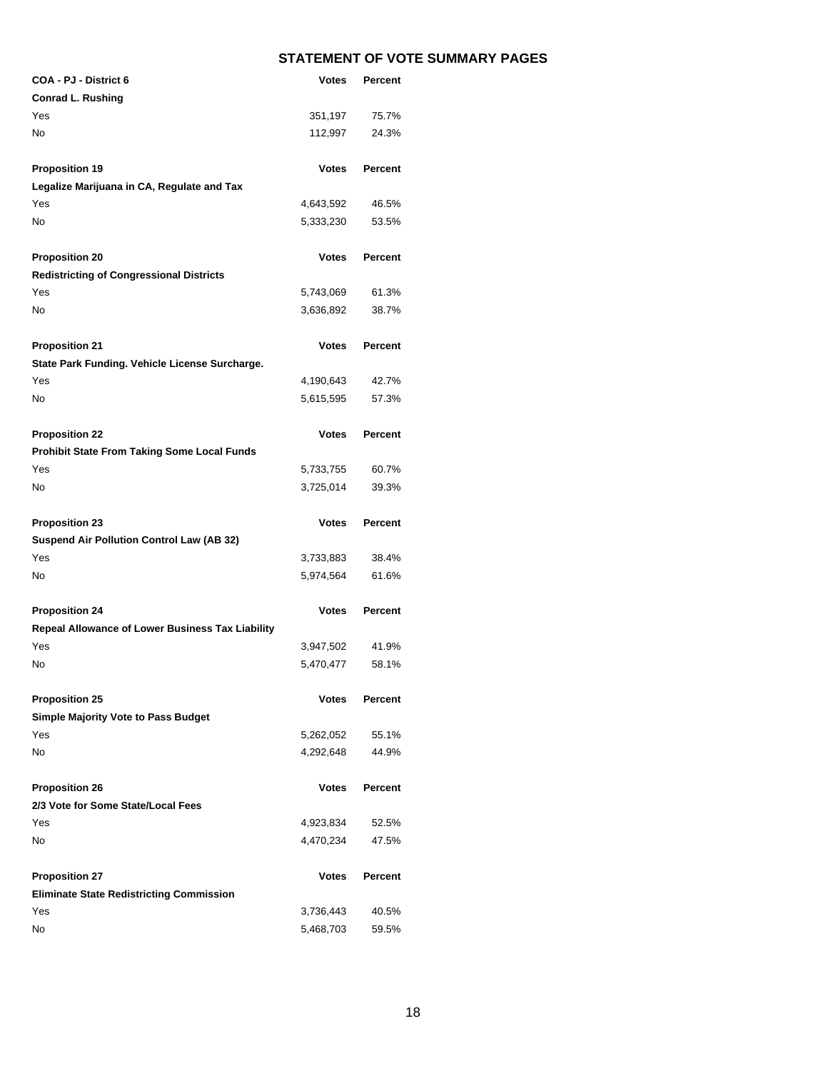## STATEMENT OF VOTE SUMMARY PAGES

| COA - PJ - District 6 | Votes | Percent |
|---|---|---|
| **Conrad L. Rushing** | | |
| Yes | 351,197 | 75.7% |
| No | 112,997 | 24.3% |

| Proposition 19 | Votes | Percent |
|---|---|---|
| **Legalize Marijuana in CA, Regulate and Tax** | | |
| Yes | 4,643,592 | 46.5% |
| No | 5,333,230 | 53.5% |

| Proposition 20 | Votes | Percent |
|---|---|---|
| **Redistricting of Congressional Districts** | | |
| Yes | 5,743,069 | 61.3% |
| No | 3,636,892 | 38.7% |

| Proposition 21 | Votes | Percent |
|---|---|---|
| **State Park Funding. Vehicle License Surcharge.** | | |
| Yes | 4,190,643 | 42.7% |
| No | 5,615,595 | 57.3% |

| Proposition 22 | Votes | Percent |
|---|---|---|
| **Prohibit State From Taking Some Local Funds** | | |
| Yes | 5,733,755 | 60.7% |
| No | 3,725,014 | 39.3% |

| Proposition 23 | Votes | Percent |
|---|---|---|
| **Suspend Air Pollution Control Law (AB 32)** | | |
| Yes | 3,733,883 | 38.4% |
| No | 5,974,564 | 61.6% |

| Proposition 24 | Votes | Percent |
|---|---|---|
| **Repeal Allowance of Lower Business Tax Liability** | | |
| Yes | 3,947,502 | 41.9% |
| No | 5,470,477 | 58.1% |

| Proposition 25 | Votes | Percent |
|---|---|---|
| **Simple Majority Vote to Pass Budget** | | |
| Yes | 5,262,052 | 55.1% |
| No | 4,292,648 | 44.9% |

| Proposition 26 | Votes | Percent |
|---|---|---|
| **2/3 Vote for Some State/Local Fees** | | |
| Yes | 4,923,834 | 52.5% |
| No | 4,470,234 | 47.5% |

| Proposition 27 | Votes | Percent |
|---|---|---|
| **Eliminate State Redistricting Commission** | | |
| Yes | 3,736,443 | 40.5% |
| No | 5,468,703 | 59.5% |